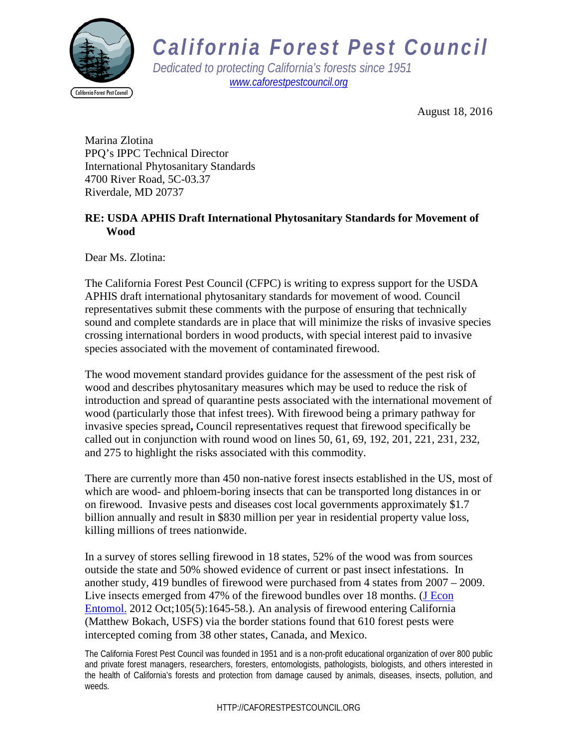# California Forest Pest Council

*Dedicated to protecting California's forests since 1951*

[www.caforestpestcouncil.org](http://www.caforestpestcouncil.org)

August 18, 2016

Marina Zlotina
PPQ's IPPC Technical Director
International Phytosanitary Standards
4700 River Road, 5C-03.37
Riverdale, MD 20737

**RE: USDA APHIS Draft International Phytosanitary Standards for Movement of Wood**

Dear Ms. Zlotina:

The California Forest Pest Council (CFPC) is writing to express support for the USDA APHIS draft international phytosanitary standards for movement of wood. Council representatives submit these comments with the purpose of ensuring that technically sound and complete standards are in place that will minimize the risks of invasive species crossing international borders in wood products, with special interest paid to invasive species associated with the movement of contaminated firewood.

The wood movement standard provides guidance for the assessment of the pest risk of wood and describes phytosanitary measures which may be used to reduce the risk of introduction and spread of quarantine pests associated with the international movement of wood (particularly those that infest trees). With firewood being a primary pathway for invasive species spread**,** Council representatives request that firewood specifically be called out in conjunction with round wood on lines 50, 61, 69, 192, 201, 221, 231, 232, and 275 to highlight the risks associated with this commodity.

There are currently more than 450 non-native forest insects established in the US, most of which are wood- and phloem-boring insects that can be transported long distances in or on firewood. Invasive pests and diseases cost local governments approximately $1.7 billion annually and result in $830 million per year in residential property value loss, killing millions of trees nationwide.

In a survey of stores selling firewood in 18 states, 52% of the wood was from sources outside the state and 50% showed evidence of current or past insect infestations. In another study, 419 bundles of firewood were purchased from 4 states from 2007 – 2009. Live insects emerged from 47% of the firewood bundles over 18 months. (J Econ Entomol. 2012 Oct;105(5):1645-58.). An analysis of firewood entering California (Matthew Bokach, USFS) via the border stations found that 610 forest pests were intercepted coming from 38 other states, Canada, and Mexico.

The California Forest Pest Council was founded in 1951 and is a non-profit educational organization of over 800 public and private forest managers, researchers, foresters, entomologists, pathologists, biologists, and others interested in the health of California's forests and protection from damage caused by animals, diseases, insects, pollution, and weeds.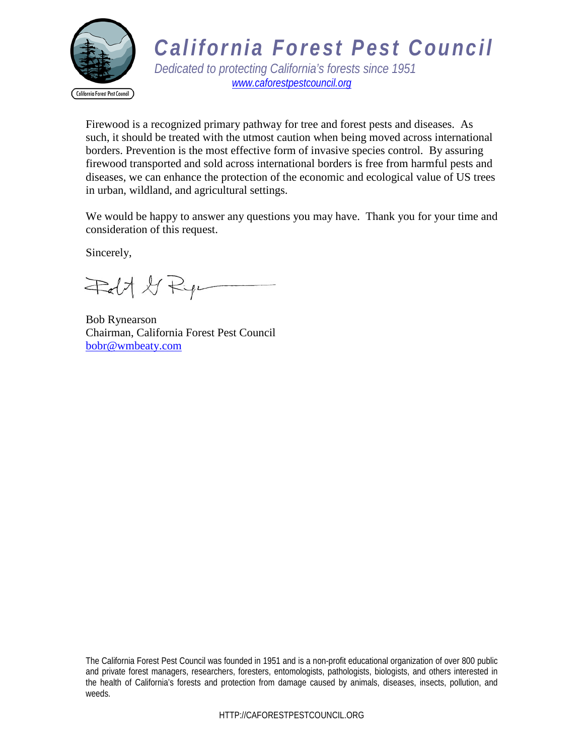# California Forest Pest Council

*Dedicated to protecting California's forests since 1951*

[www.caforestpestcouncil.org](http://www.caforestpestcouncil.org)

Firewood is a recognized primary pathway for tree and forest pests and diseases. As such, it should be treated with the utmost caution when being moved across international borders. Prevention is the most effective form of invasive species control. By assuring firewood transported and sold across international borders is free from harmful pests and diseases, we can enhance the protection of the economic and ecological value of US trees in urban, wildland, and agricultural settings.

We would be happy to answer any questions you may have. Thank you for your time and consideration of this request.

Sincerely,

Bob Rynearson
Chairman, California Forest Pest Council
bobr@wmbeaty.com

The California Forest Pest Council was founded in 1951 and is a non-profit educational organization of over 800 public and private forest managers, researchers, foresters, entomologists, pathologists, biologists, and others interested in the health of California's forests and protection from damage caused by animals, diseases, insects, pollution, and weeds.

HTTP://CAFORESTPESTCOUNCIL.ORG